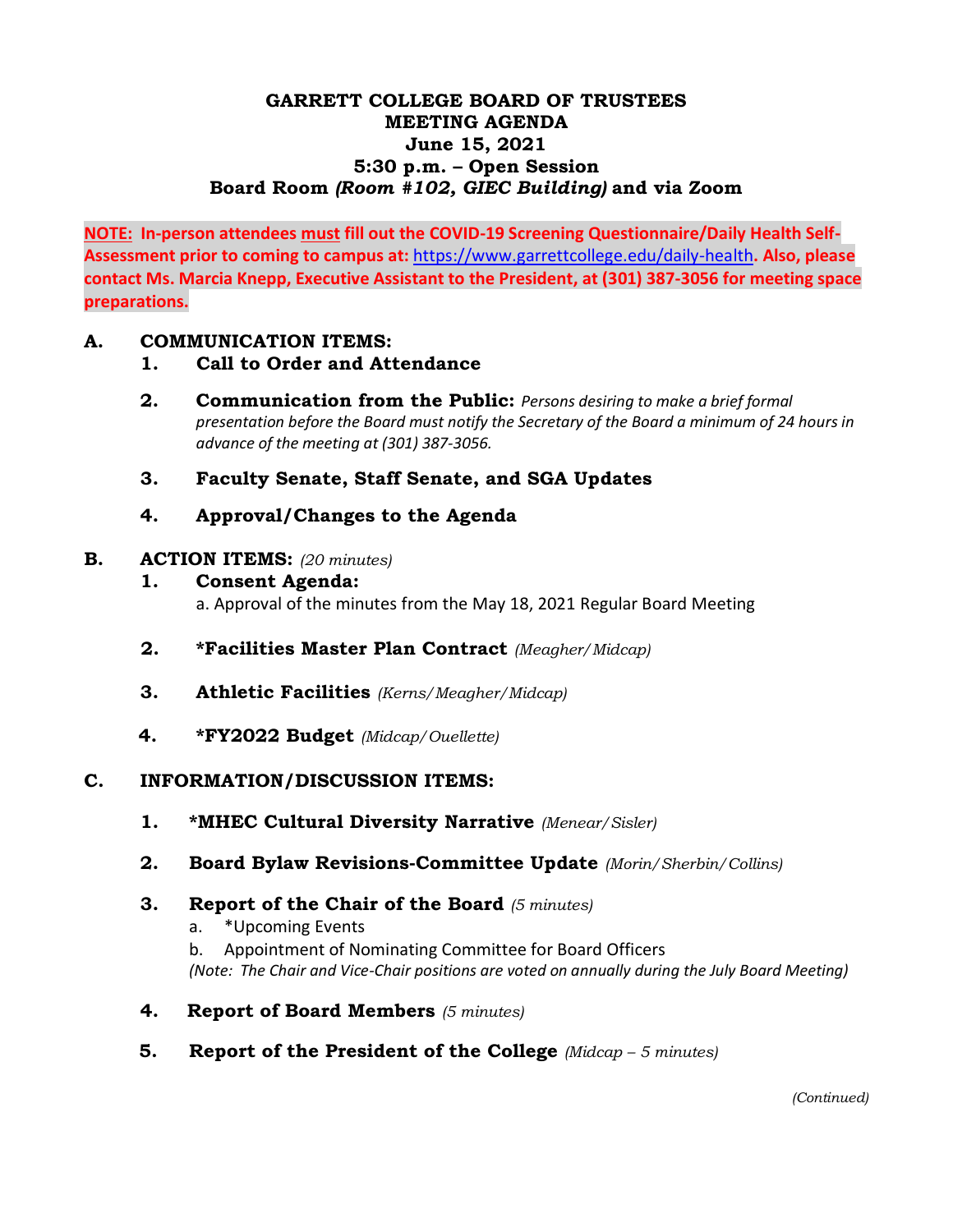# GARRETT COLLEGE BOARD OF TRUSTEES
## MEETING AGENDA
## June 15, 2021
## 5:30 p.m. – Open Session
## Board Room *(Room #102, GIEC Building)* and via Zoom

**NOTE: In-person attendees must fill out the COVID-19 Screening Questionnaire/Daily Health Self-Assessment prior to coming to campus at: https://www.garrettcollege.edu/daily-health. Also, please contact Ms. Marcia Knepp, Executive Assistant to the President, at (301) 387-3056 for meeting space preparations.**

**A. COMMUNICATION ITEMS:**

1. **Call to Order and Attendance**
2. **Communication from the Public:** *Persons desiring to make a brief formal presentation before the Board must notify the Secretary of the Board a minimum of 24 hours in advance of the meeting at (301) 387-3056.*
3. **Faculty Senate, Staff Senate, and SGA Updates**
4. **Approval/Changes to the Agenda**

**B. ACTION ITEMS:** *(20 minutes)*

1. **Consent Agenda:**
   a. Approval of the minutes from the May 18, 2021 Regular Board Meeting
2. ***Facilities Master Plan Contract** *(Meagher/Midcap)*
3. **Athletic Facilities** *(Kerns/Meagher/Midcap)*
4. ***FY2022 Budget** *(Midcap/Ouellette)*

**C. INFORMATION/DISCUSSION ITEMS:**

1. ***MHEC Cultural Diversity Narrative** *(Menear/Sisler)*
2. **Board Bylaw Revisions-Committee Update** *(Morin/Sherbin/Collins)*
3. **Report of the Chair of the Board** *(5 minutes)*
   a. *Upcoming Events
   b. Appointment of Nominating Committee for Board Officers
   *(Note: The Chair and Vice-Chair positions are voted on annually during the July Board Meeting)*
4. **Report of Board Members** *(5 minutes)*
5. **Report of the President of the College** *(Midcap – 5 minutes)*

*(Continued)*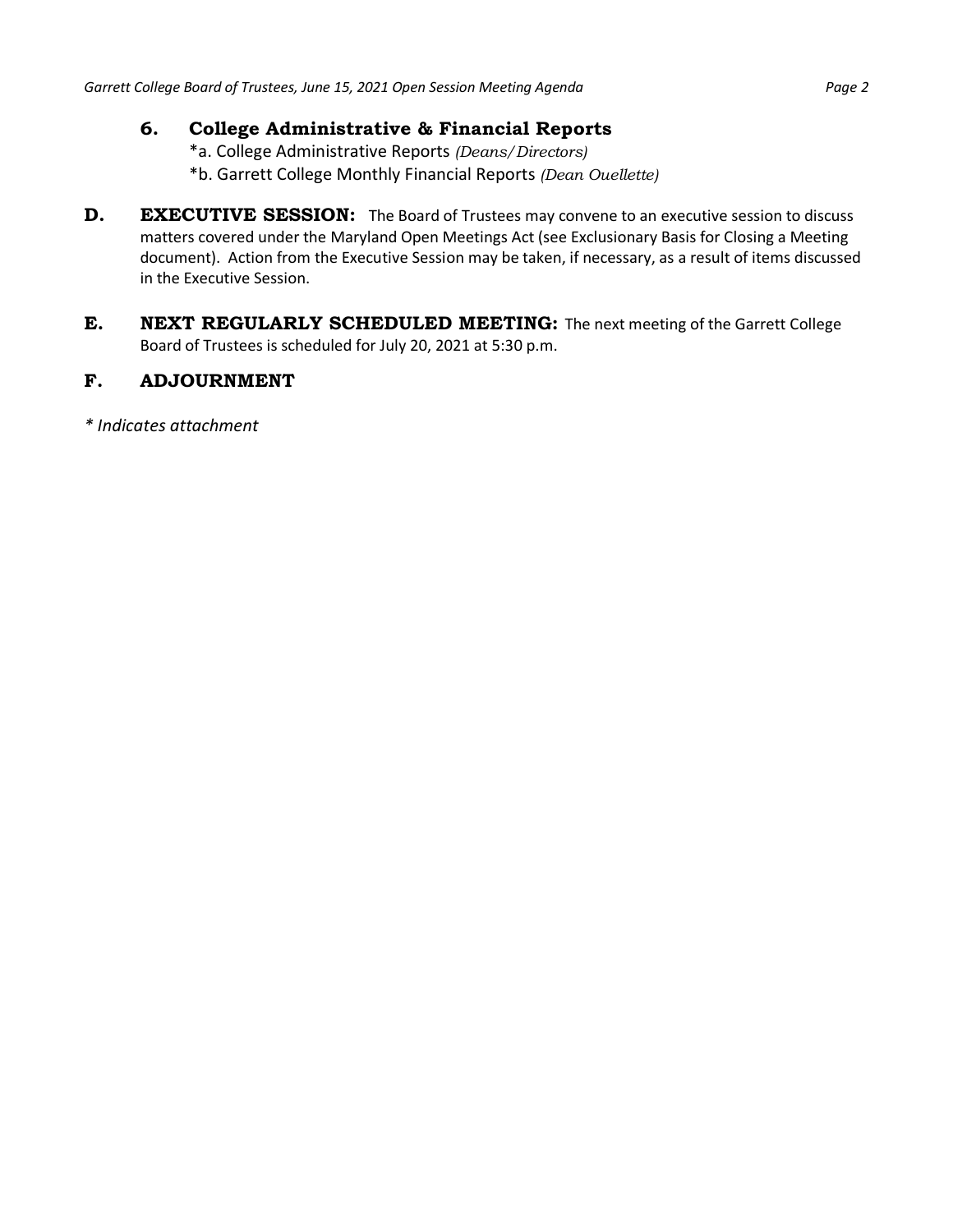### 6. College Administrative & Financial Reports

*a. College Administrative Reports *(Deans/Directors)*

*b. Garrett College Monthly Financial Reports *(Dean Ouellette)*

## D. EXECUTIVE SESSION:

The Board of Trustees may convene to an executive session to discuss matters covered under the Maryland Open Meetings Act (see Exclusionary Basis for Closing a Meeting document). Action from the Executive Session may be taken, if necessary, as a result of items discussed in the Executive Session.

## E. NEXT REGULARLY SCHEDULED MEETING:

The next meeting of the Garrett College Board of Trustees is scheduled for July 20, 2021 at 5:30 p.m.

## F. ADJOURNMENT

*\* Indicates attachment*